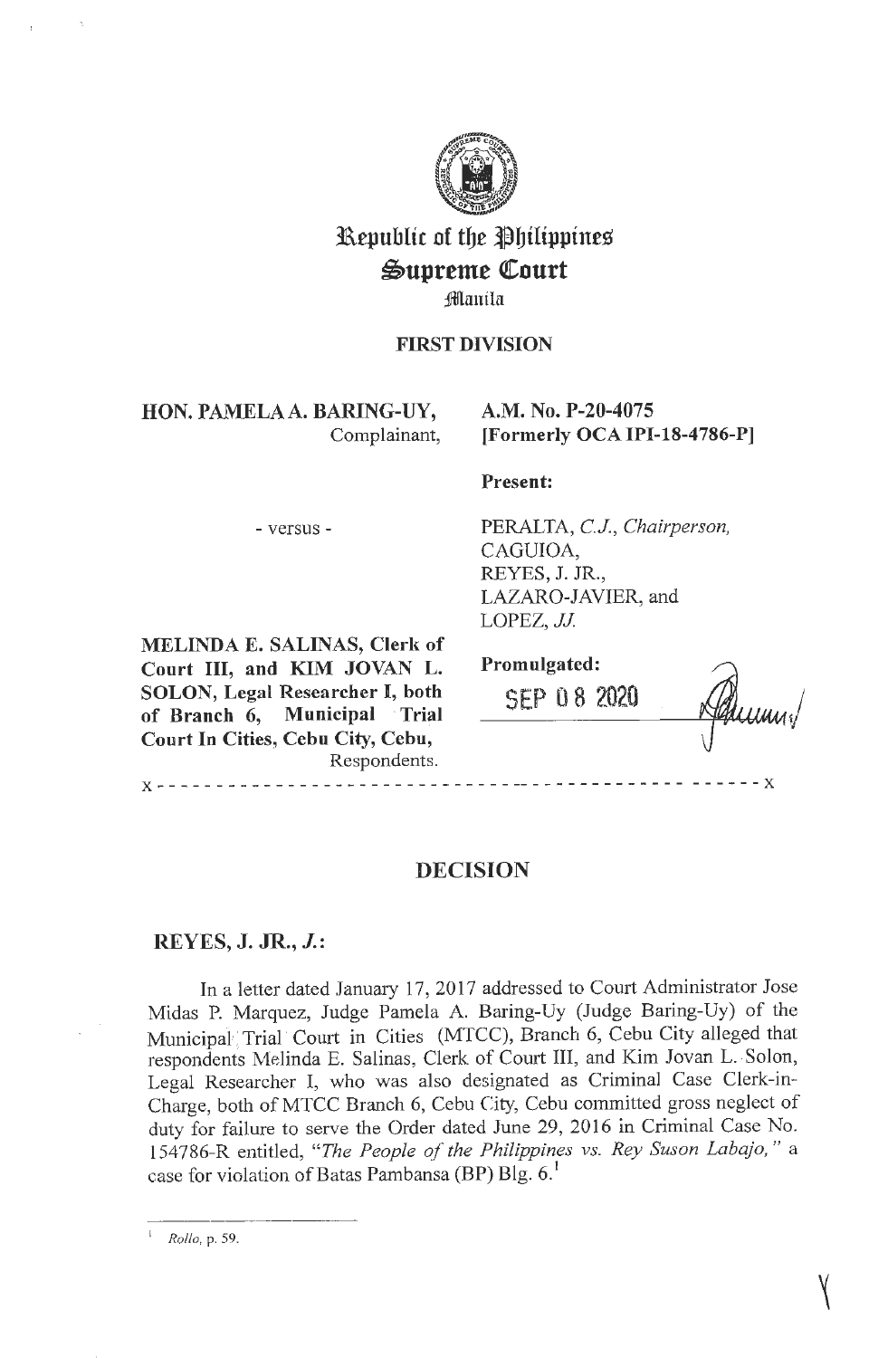# Republic of the Philippines
# Supreme Court
## Manila

### FIRST DIVISION

**HON. PAMELA A. BARING-UY,**
Complainant,

- versus -

**MELINDA E. SALINAS, Clerk of Court III, and KIM JOVAN L. SOLON, Legal Researcher I, both of Branch 6, Municipal Trial Court In Cities, Cebu City, Cebu,**
Respondents.

**A.M. No. P-20-4075**
**[Formerly OCA IPI-18-4786-P]**

**Present:**

PERALTA, *C.J., Chairperson,*
CAGUIOA,
REYES, J. JR.,
LAZARO-JAVIER, and
LOPEZ, *JJ.*

**Promulgated:**

SEP 08 2020

x - - - - - - - - - - - - - - - - - - - - - - - - - - - - - - - - - - - - - - - - - - - - - - x

## DECISION

**REYES, J. JR., *J.*:**

In a letter dated January 17, 2017 addressed to Court Administrator Jose Midas P. Marquez, Judge Pamela A. Baring-Uy (Judge Baring-Uy) of the Municipal Trial Court in Cities (MTCC), Branch 6, Cebu City alleged that respondents Melinda E. Salinas, Clerk of Court III, and Kim Jovan L. Solon, Legal Researcher I, who was also designated as Criminal Case Clerk-in-Charge, both of MTCC Branch 6, Cebu City, Cebu committed gross neglect of duty for failure to serve the Order dated June 29, 2016 in Criminal Case No. 154786-R entitled, "*The People of the Philippines vs. Rey Suson Labajo,*" a case for violation of Batas Pambansa (BP) Blg. 6.[1]

---

[1] *Rollo*, p. 59.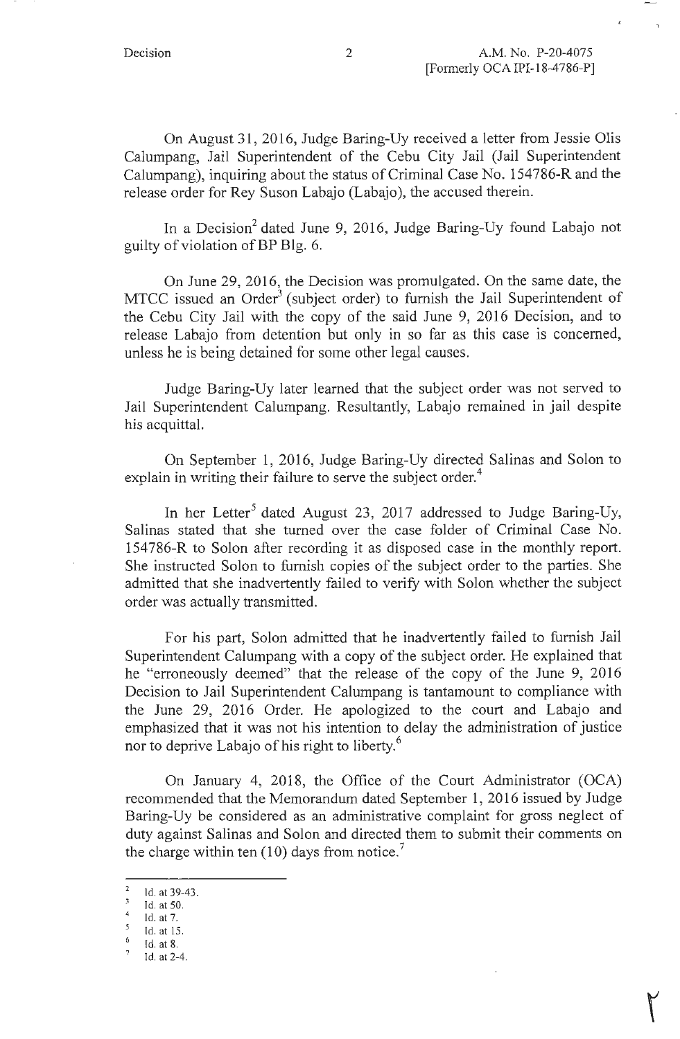On August 31, 2016, Judge Baring-Uy received a letter from Jessie Olis Calumpang, Jail Superintendent of the Cebu City Jail (Jail Superintendent Calumpang), inquiring about the status of Criminal Case No. 154786-R and the release order for Rey Suson Labajo (Labajo), the accused therein.

In a Decision[2] dated June 9, 2016, Judge Baring-Uy found Labajo not guilty of violation of BP Blg. 6.

On June 29, 2016, the Decision was promulgated. On the same date, the MTCC issued an Order[3] (subject order) to furnish the Jail Superintendent of the Cebu City Jail with the copy of the said June 9, 2016 Decision, and to release Labajo from detention but only in so far as this case is concerned, unless he is being detained for some other legal causes.

Judge Baring-Uy later learned that the subject order was not served to Jail Superintendent Calumpang. Resultantly, Labajo remained in jail despite his acquittal.

On September 1, 2016, Judge Baring-Uy directed Salinas and Solon to explain in writing their failure to serve the subject order.[4]

In her Letter[5] dated August 23, 2017 addressed to Judge Baring-Uy, Salinas stated that she turned over the case folder of Criminal Case No. 154786-R to Solon after recording it as disposed case in the monthly report. She instructed Solon to furnish copies of the subject order to the parties. She admitted that she inadvertently failed to verify with Solon whether the subject order was actually transmitted.

For his part, Solon admitted that he inadvertently failed to furnish Jail Superintendent Calumpang with a copy of the subject order. He explained that he "erroneously deemed" that the release of the copy of the June 9, 2016 Decision to Jail Superintendent Calumpang is tantamount to compliance with the June 29, 2016 Order. He apologized to the court and Labajo and emphasized that it was not his intention to delay the administration of justice nor to deprive Labajo of his right to liberty.[6]

On January 4, 2018, the Office of the Court Administrator (OCA) recommended that the Memorandum dated September 1, 2016 issued by Judge Baring-Uy be considered as an administrative complaint for gross neglect of duty against Salinas and Solon and directed them to submit their comments on the charge within ten (10) days from notice.[7]

---

[2] Id. at 39-43.
[3] Id. at 50.
[4] Id. at 7.
[5] Id. at 15.
[6] Id. at 8.
[7] Id. at 2-4.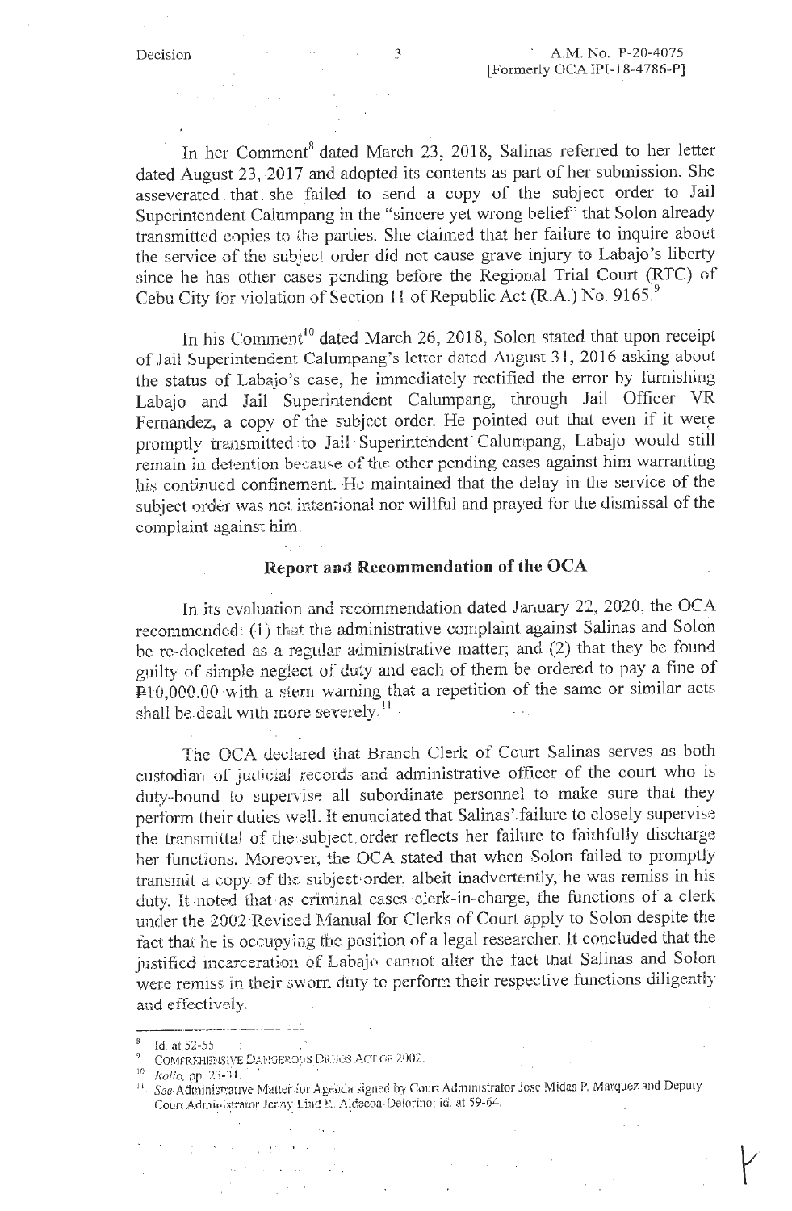In her Comment[8] dated March 23, 2018, Salinas referred to her letter dated August 23, 2017 and adopted its contents as part of her submission. She asseverated that she failed to send a copy of the subject order to Jail Superintendent Calumpang in the "sincere yet wrong belief" that Solon already transmitted copies to the parties. She claimed that her failure to inquire about the service of the subject order did not cause grave injury to Labajo's liberty since he has other cases pending before the Regional Trial Court (RTC) of Cebu City for violation of Section 11 of Republic Act (R.A.) No. 9165.[9]

In his Comment[10] dated March 26, 2018, Solon stated that upon receipt of Jail Superintendent Calumpang's letter dated August 31, 2016 asking about the status of Labajo's case, he immediately rectified the error by furnishing Labajo and Jail Superintendent Calumpang, through Jail Officer VR Fernandez, a copy of the subject order. He pointed out that even if it were promptly transmitted to Jail Superintendent Calumpang, Labajo would still remain in detention because of the other pending cases against him warranting his continued confinement. He maintained that the delay in the service of the subject order was not intentional nor willful and prayed for the dismissal of the complaint against him.

## Report and Recommendation of the OCA

In its evaluation and recommendation dated January 22, 2020, the OCA recommended: (1) that the administrative complaint against Salinas and Solon be re-docketed as a regular administrative matter; and (2) that they be found guilty of simple neglect of duty and each of them be ordered to pay a fine of ₱10,000.00 with a stern warning that a repetition of the same or similar acts shall be dealt with more severely.[11]

The OCA declared that Branch Clerk of Court Salinas serves as both custodian of judicial records and administrative officer of the court who is duty-bound to supervise all subordinate personnel to make sure that they perform their duties well. It enunciated that Salinas' failure to closely supervise the transmittal of the subject order reflects her failure to faithfully discharge her functions. Moreover, the OCA stated that when Solon failed to promptly transmit a copy of the subject order, albeit inadvertently, he was remiss in his duty. It noted that as criminal cases clerk-in-charge, the functions of a clerk under the 2002 Revised Manual for Clerks of Court apply to Solon despite the fact that he is occupying the position of a legal researcher. It concluded that the justified incarceration of Labajo cannot alter the fact that Salinas and Solon were remiss in their sworn duty to perform their respective functions diligently and effectively.

---

[8] Id. at 52-55.

[9] COMPREHENSIVE DANGEROUS DRUGS ACT OF 2002.

[10] *Rollo*, pp. 23-31.

[11] *See* Administrative Matter for Agenda signed by Court Administrator Jose Midas P. Marquez and Deputy Court Administrator Jenny Lind R. Aldecoa-Delorino; id. at 59-64.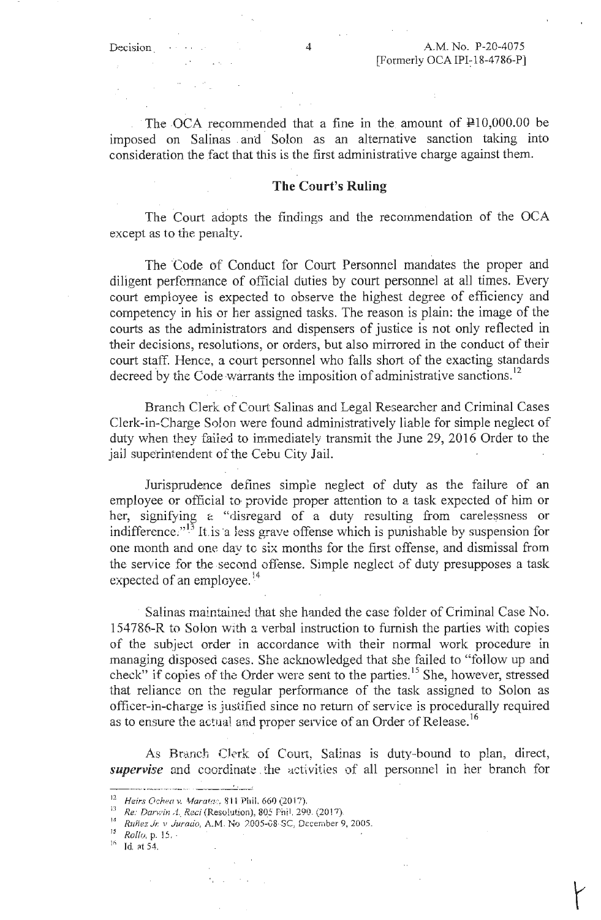The OCA recommended that a fine in the amount of ₱10,000.00 be imposed on Salinas and Solon as an alternative sanction taking into consideration the fact that this is the first administrative charge against them.

## The Court's Ruling

The Court adopts the findings and the recommendation of the OCA except as to the penalty.

The Code of Conduct for Court Personnel mandates the proper and diligent performance of official duties by court personnel at all times. Every court employee is expected to observe the highest degree of efficiency and competency in his or her assigned tasks. The reason is plain: the image of the courts as the administrators and dispensers of justice is not only reflected in their decisions, resolutions, or orders, but also mirrored in the conduct of their court staff. Hence, a court personnel who falls short of the exacting standards decreed by the Code warrants the imposition of administrative sanctions.[12]

Branch Clerk of Court Salinas and Legal Researcher and Criminal Cases Clerk-in-Charge Solon were found administratively liable for simple neglect of duty when they failed to immediately transmit the June 29, 2016 Order to the jail superintendent of the Cebu City Jail.

Jurisprudence defines simple neglect of duty as the failure of an employee or official to provide proper attention to a task expected of him or her, signifying a "disregard of a duty resulting from carelessness or indifference."[13] It is a less grave offense which is punishable by suspension for one month and one day to six months for the first offense, and dismissal from the service for the second offense. Simple neglect of duty presupposes a task expected of an employee.[14]

Salinas maintained that she handed the case folder of Criminal Case No. 154786-R to Solon with a verbal instruction to furnish the parties with copies of the subject order in accordance with their normal work procedure in managing disposed cases. She acknowledged that she failed to "follow up and check" if copies of the Order were sent to the parties.[15] She, however, stressed that reliance on the regular performance of the task assigned to Solon as officer-in-charge is justified since no return of service is procedurally required as to ensure the actual and proper service of an Order of Release.[16]

As Branch Clerk of Court, Salinas is duty-bound to plan, direct, ***supervise*** and coordinate the activities of all personnel in her branch for

---

[12] *Heirs Ochea v. Maratas*, 811 Phil. 660 (2017).

[13] *Re: Darwin A. Reci* (Resolution), 805 Phil. 290. (2017).

[14] *Ruñez Jr. v Jurado*, A.M. No. 2005-08-SC, December 9, 2005.

[15] *Rollo*, p. 15.

[16] Id. at 54.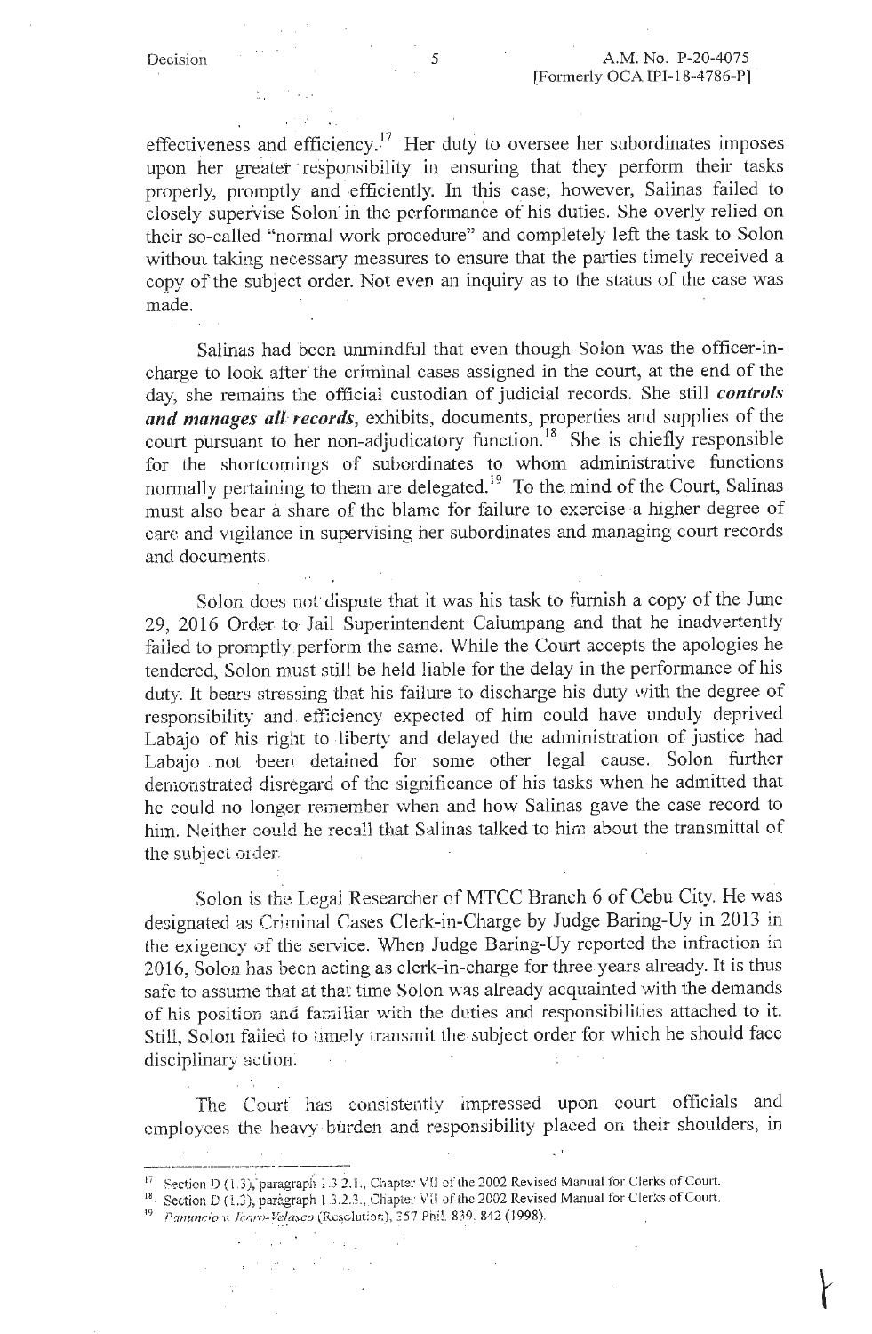effectiveness and efficiency.[17] Her duty to oversee her subordinates imposes upon her greater responsibility in ensuring that they perform their tasks properly, promptly and efficiently. In this case, however, Salinas failed to closely supervise Solon in the performance of his duties. She overly relied on their so-called "normal work procedure" and completely left the task to Solon without taking necessary measures to ensure that the parties timely received a copy of the subject order. Not even an inquiry as to the status of the case was made.

Salinas had been unmindful that even though Solon was the officer-in-charge to look after the criminal cases assigned in the court, at the end of the day, she remains the official custodian of judicial records. She still ***controls and manages all records***, exhibits, documents, properties and supplies of the court pursuant to her non-adjudicatory function.[18] She is chiefly responsible for the shortcomings of subordinates to whom administrative functions normally pertaining to them are delegated.[19] To the mind of the Court, Salinas must also bear a share of the blame for failure to exercise a higher degree of care and vigilance in supervising her subordinates and managing court records and documents.

Solon does not dispute that it was his task to furnish a copy of the June 29, 2016 Order to Jail Superintendent Calumpang and that he inadvertently failed to promptly perform the same. While the Court accepts the apologies he tendered, Solon must still be held liable for the delay in the performance of his duty. It bears stressing that his failure to discharge his duty with the degree of responsibility and efficiency expected of him could have unduly deprived Labajo of his right to liberty and delayed the administration of justice had Labajo not been detained for some other legal cause. Solon further demonstrated disregard of the significance of his tasks when he admitted that he could no longer remember when and how Salinas gave the case record to him. Neither could he recall that Salinas talked to him about the transmittal of the subject order.

Solon is the Legal Researcher of MTCC Branch 6 of Cebu City. He was designated as Criminal Cases Clerk-in-Charge by Judge Baring-Uy in 2013 in the exigency of the service. When Judge Baring-Uy reported the infraction in 2016, Solon has been acting as clerk-in-charge for three years already. It is thus safe to assume that at that time Solon was already acquainted with the demands of his position and familiar with the duties and responsibilities attached to it. Still, Solon failed to timely transmit the subject order for which he should face disciplinary action.

The Court has consistently impressed upon court officials and employees the heavy burden and responsibility placed on their shoulders, in

---

[17] Section D (1.3), paragraph 1.3.2.1., Chapter VII of the 2002 Revised Manual for Clerks of Court.

[18] Section D (1.3), paragraph 1.3.2.3., Chapter VII of the 2002 Revised Manual for Clerks of Court.

[19] *Panuncio v. Icaro-Velasco* (Resolution), 357 Phil. 839, 842 (1998).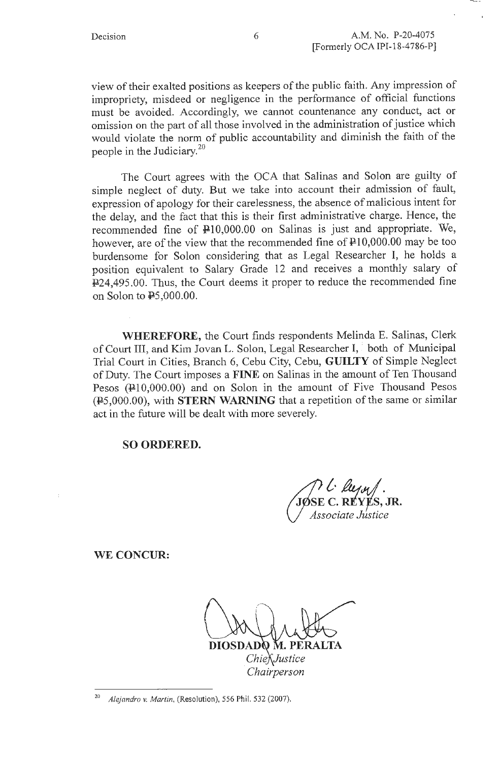view of their exalted positions as keepers of the public faith. Any impression of impropriety, misdeed or negligence in the performance of official functions must be avoided. Accordingly, we cannot countenance any conduct, act or omission on the part of all those involved in the administration of justice which would violate the norm of public accountability and diminish the faith of the people in the Judiciary.[20]

The Court agrees with the OCA that Salinas and Solon are guilty of simple neglect of duty. But we take into account their admission of fault, expression of apology for their carelessness, the absence of malicious intent for the delay, and the fact that this is their first administrative charge. Hence, the recommended fine of ₱10,000.00 on Salinas is just and appropriate. We, however, are of the view that the recommended fine of ₱10,000.00 may be too burdensome for Solon considering that as Legal Researcher I, he holds a position equivalent to Salary Grade 12 and receives a monthly salary of ₱24,495.00. Thus, the Court deems it proper to reduce the recommended fine on Solon to ₱5,000.00.

**WHEREFORE,** the Court finds respondents Melinda E. Salinas, Clerk of Court III, and Kim Jovan L. Solon, Legal Researcher I, both of Municipal Trial Court in Cities, Branch 6, Cebu City, Cebu, **GUILTY** of Simple Neglect of Duty. The Court imposes a **FINE** on Salinas in the amount of Ten Thousand Pesos (₱10,000.00) and on Solon in the amount of Five Thousand Pesos (₱5,000.00), with **STERN WARNING** that a repetition of the same or similar act in the future will be dealt with more severely.

**SO ORDERED.**

**JOSE C. REYES, JR.**
*Associate Justice*

**WE CONCUR:**

**DIOSDADO M. PERALTA**
*Chief Justice*
*Chairperson*

---

[20] *Alejandro v. Martin*, (Resolution), 556 Phil. 532 (2007).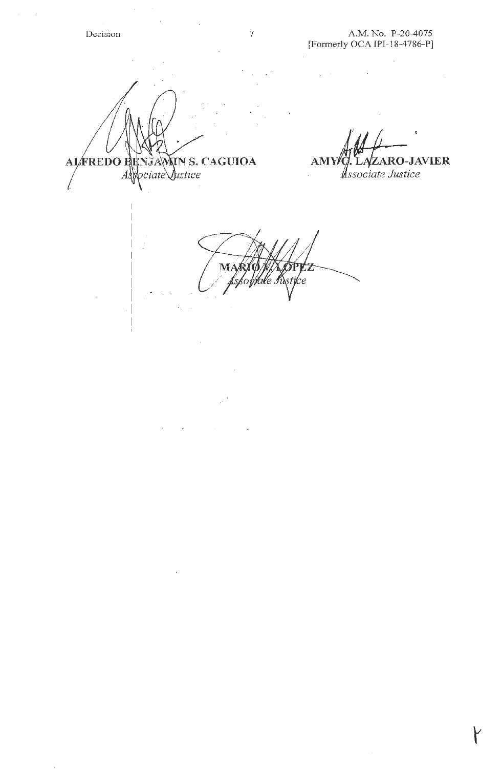**ALFREDO BENJAMIN S. CAGUIOA**
*Associate Justice*

**AMY C. LAZARO-JAVIER**
*Associate Justice*

**MARIO V. LOPEZ**
*Associate Justice*